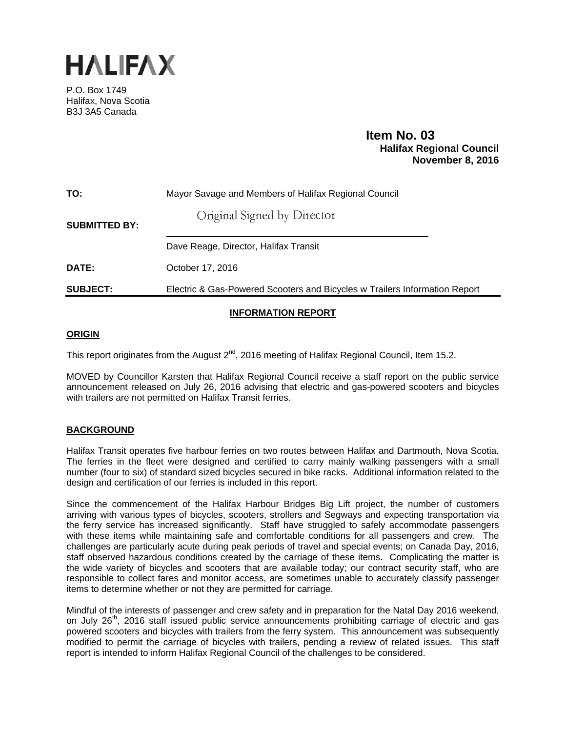# HALIFAX

P.O. Box 1749
Halifax, Nova Scotia
B3J 3A5 Canada

**Item No. 03**
**Halifax Regional Council**
**November 8, 2016**

| | |
|---|---|
| **TO:** | Mayor Savage and Members of Halifax Regional Council |
| **SUBMITTED BY:** | Original Signed by Director |
| | Dave Reage, Director, Halifax Transit |
| **DATE:** | October 17, 2016 |
| **SUBJECT:** | Electric & Gas-Powered Scooters and Bicycles w Trailers Information Report |

## INFORMATION REPORT

### ORIGIN

This report originates from the August 2nd, 2016 meeting of Halifax Regional Council, Item 15.2.

MOVED by Councillor Karsten that Halifax Regional Council receive a staff report on the public service announcement released on July 26, 2016 advising that electric and gas-powered scooters and bicycles with trailers are not permitted on Halifax Transit ferries.

### BACKGROUND

Halifax Transit operates five harbour ferries on two routes between Halifax and Dartmouth, Nova Scotia. The ferries in the fleet were designed and certified to carry mainly walking passengers with a small number (four to six) of standard sized bicycles secured in bike racks. Additional information related to the design and certification of our ferries is included in this report.

Since the commencement of the Halifax Harbour Bridges Big Lift project, the number of customers arriving with various types of bicycles, scooters, strollers and Segways and expecting transportation via the ferry service has increased significantly. Staff have struggled to safely accommodate passengers with these items while maintaining safe and comfortable conditions for all passengers and crew. The challenges are particularly acute during peak periods of travel and special events; on Canada Day, 2016, staff observed hazardous conditions created by the carriage of these items. Complicating the matter is the wide variety of bicycles and scooters that are available today; our contract security staff, who are responsible to collect fares and monitor access, are sometimes unable to accurately classify passenger items to determine whether or not they are permitted for carriage.

Mindful of the interests of passenger and crew safety and in preparation for the Natal Day 2016 weekend, on July 26th, 2016 staff issued public service announcements prohibiting carriage of electric and gas powered scooters and bicycles with trailers from the ferry system. This announcement was subsequently modified to permit the carriage of bicycles with trailers, pending a review of related issues. This staff report is intended to inform Halifax Regional Council of the challenges to be considered.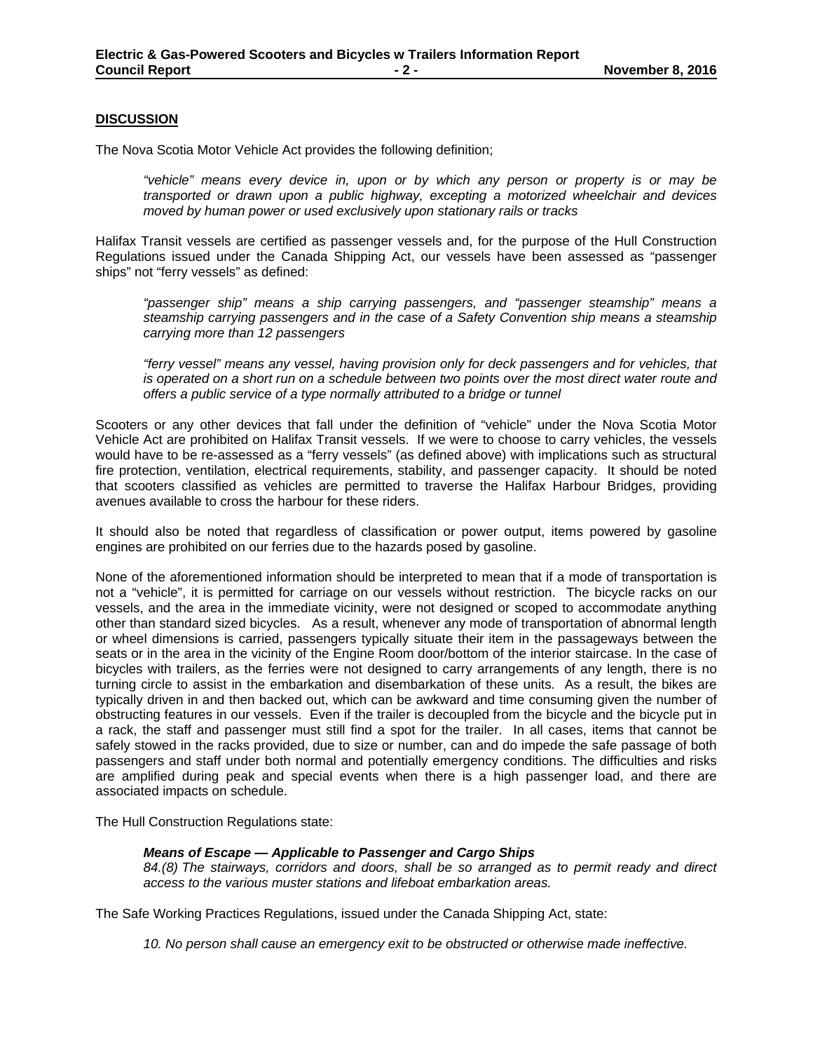**DISCUSSION**

The Nova Scotia Motor Vehicle Act provides the following definition;

> *"vehicle" means every device in, upon or by which any person or property is or may be transported or drawn upon a public highway, excepting a motorized wheelchair and devices moved by human power or used exclusively upon stationary rails or tracks*

Halifax Transit vessels are certified as passenger vessels and, for the purpose of the Hull Construction Regulations issued under the Canada Shipping Act, our vessels have been assessed as "passenger ships" not "ferry vessels" as defined:

> *"passenger ship" means a ship carrying passengers, and "passenger steamship" means a steamship carrying passengers and in the case of a Safety Convention ship means a steamship carrying more than 12 passengers*

> *"ferry vessel" means any vessel, having provision only for deck passengers and for vehicles, that is operated on a short run on a schedule between two points over the most direct water route and offers a public service of a type normally attributed to a bridge or tunnel*

Scooters or any other devices that fall under the definition of "vehicle" under the Nova Scotia Motor Vehicle Act are prohibited on Halifax Transit vessels. If we were to choose to carry vehicles, the vessels would have to be re-assessed as a "ferry vessels" (as defined above) with implications such as structural fire protection, ventilation, electrical requirements, stability, and passenger capacity. It should be noted that scooters classified as vehicles are permitted to traverse the Halifax Harbour Bridges, providing avenues available to cross the harbour for these riders.

It should also be noted that regardless of classification or power output, items powered by gasoline engines are prohibited on our ferries due to the hazards posed by gasoline.

None of the aforementioned information should be interpreted to mean that if a mode of transportation is not a "vehicle", it is permitted for carriage on our vessels without restriction. The bicycle racks on our vessels, and the area in the immediate vicinity, were not designed or scoped to accommodate anything other than standard sized bicycles. As a result, whenever any mode of transportation of abnormal length or wheel dimensions is carried, passengers typically situate their item in the passageways between the seats or in the area in the vicinity of the Engine Room door/bottom of the interior staircase. In the case of bicycles with trailers, as the ferries were not designed to carry arrangements of any length, there is no turning circle to assist in the embarkation and disembarkation of these units. As a result, the bikes are typically driven in and then backed out, which can be awkward and time consuming given the number of obstructing features in our vessels. Even if the trailer is decoupled from the bicycle and the bicycle put in a rack, the staff and passenger must still find a spot for the trailer. In all cases, items that cannot be safely stowed in the racks provided, due to size or number, can and do impede the safe passage of both passengers and staff under both normal and potentially emergency conditions. The difficulties and risks are amplified during peak and special events when there is a high passenger load, and there are associated impacts on schedule.

The Hull Construction Regulations state:

> ***Means of Escape — Applicable to Passenger and Cargo Ships***
> *84.(8) The stairways, corridors and doors, shall be so arranged as to permit ready and direct access to the various muster stations and lifeboat embarkation areas.*

The Safe Working Practices Regulations, issued under the Canada Shipping Act, state:

> *10. No person shall cause an emergency exit to be obstructed or otherwise made ineffective.*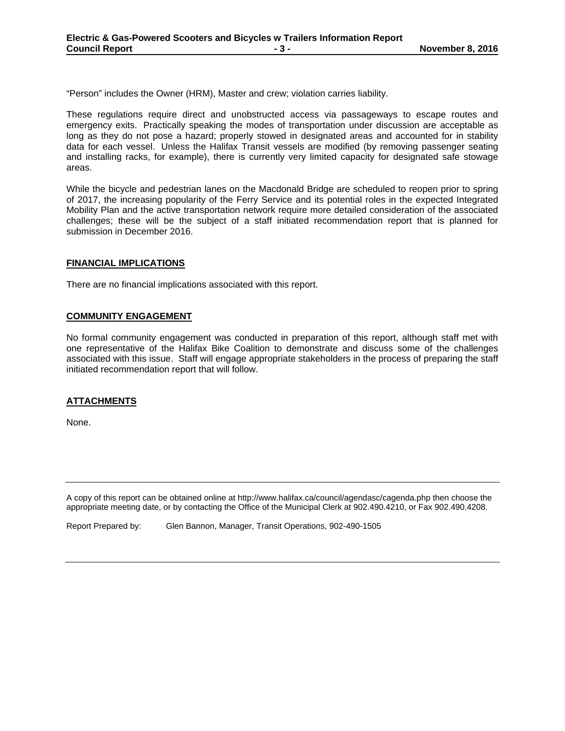“Person” includes the Owner (HRM), Master and crew; violation carries liability.

These regulations require direct and unobstructed access via passageways to escape routes and emergency exits. Practically speaking the modes of transportation under discussion are acceptable as long as they do not pose a hazard; properly stowed in designated areas and accounted for in stability data for each vessel. Unless the Halifax Transit vessels are modified (by removing passenger seating and installing racks, for example), there is currently very limited capacity for designated safe stowage areas.

While the bicycle and pedestrian lanes on the Macdonald Bridge are scheduled to reopen prior to spring of 2017, the increasing popularity of the Ferry Service and its potential roles in the expected Integrated Mobility Plan and the active transportation network require more detailed consideration of the associated challenges; these will be the subject of a staff initiated recommendation report that is planned for submission in December 2016.

## FINANCIAL IMPLICATIONS

There are no financial implications associated with this report.

## COMMUNITY ENGAGEMENT

No formal community engagement was conducted in preparation of this report, although staff met with one representative of the Halifax Bike Coalition to demonstrate and discuss some of the challenges associated with this issue. Staff will engage appropriate stakeholders in the process of preparing the staff initiated recommendation report that will follow.

## ATTACHMENTS

None.

---

A copy of this report can be obtained online at http://www.halifax.ca/council/agendasc/cagenda.php then choose the appropriate meeting date, or by contacting the Office of the Municipal Clerk at 902.490.4210, or Fax 902.490.4208.

Report Prepared by: Glen Bannon, Manager, Transit Operations, 902-490-1505